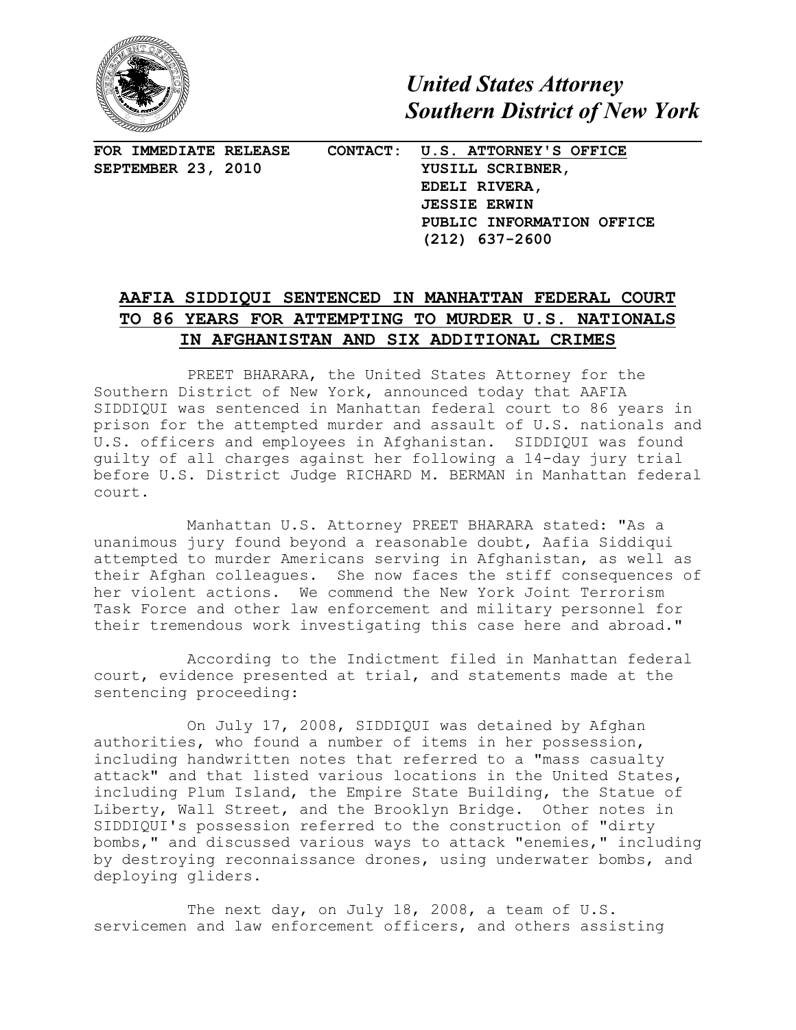*United States Attorney*
*Southern District of New York*

**FOR IMMEDIATE RELEASE**
**SEPTEMBER 23, 2010**

**CONTACT: U.S. ATTORNEY'S OFFICE**
**YUSILL SCRIBNER,**
**EDELI RIVERA,**
**JESSIE ERWIN**
**PUBLIC INFORMATION OFFICE**
**(212) 637-2600**

## AAFIA SIDDIQUI SENTENCED IN MANHATTAN FEDERAL COURT TO 86 YEARS FOR ATTEMPTING TO MURDER U.S. NATIONALS IN AFGHANISTAN AND SIX ADDITIONAL CRIMES

PREET BHARARA, the United States Attorney for the Southern District of New York, announced today that AAFIA SIDDIQUI was sentenced in Manhattan federal court to 86 years in prison for the attempted murder and assault of U.S. nationals and U.S. officers and employees in Afghanistan. SIDDIQUI was found guilty of all charges against her following a 14-day jury trial before U.S. District Judge RICHARD M. BERMAN in Manhattan federal court.

Manhattan U.S. Attorney PREET BHARARA stated: "As a unanimous jury found beyond a reasonable doubt, Aafia Siddiqui attempted to murder Americans serving in Afghanistan, as well as their Afghan colleagues. She now faces the stiff consequences of her violent actions. We commend the New York Joint Terrorism Task Force and other law enforcement and military personnel for their tremendous work investigating this case here and abroad."

According to the Indictment filed in Manhattan federal court, evidence presented at trial, and statements made at the sentencing proceeding:

On July 17, 2008, SIDDIQUI was detained by Afghan authorities, who found a number of items in her possession, including handwritten notes that referred to a "mass casualty attack" and that listed various locations in the United States, including Plum Island, the Empire State Building, the Statue of Liberty, Wall Street, and the Brooklyn Bridge. Other notes in SIDDIQUI's possession referred to the construction of "dirty bombs," and discussed various ways to attack "enemies," including by destroying reconnaissance drones, using underwater bombs, and deploying gliders.

The next day, on July 18, 2008, a team of U.S. servicemen and law enforcement officers, and others assisting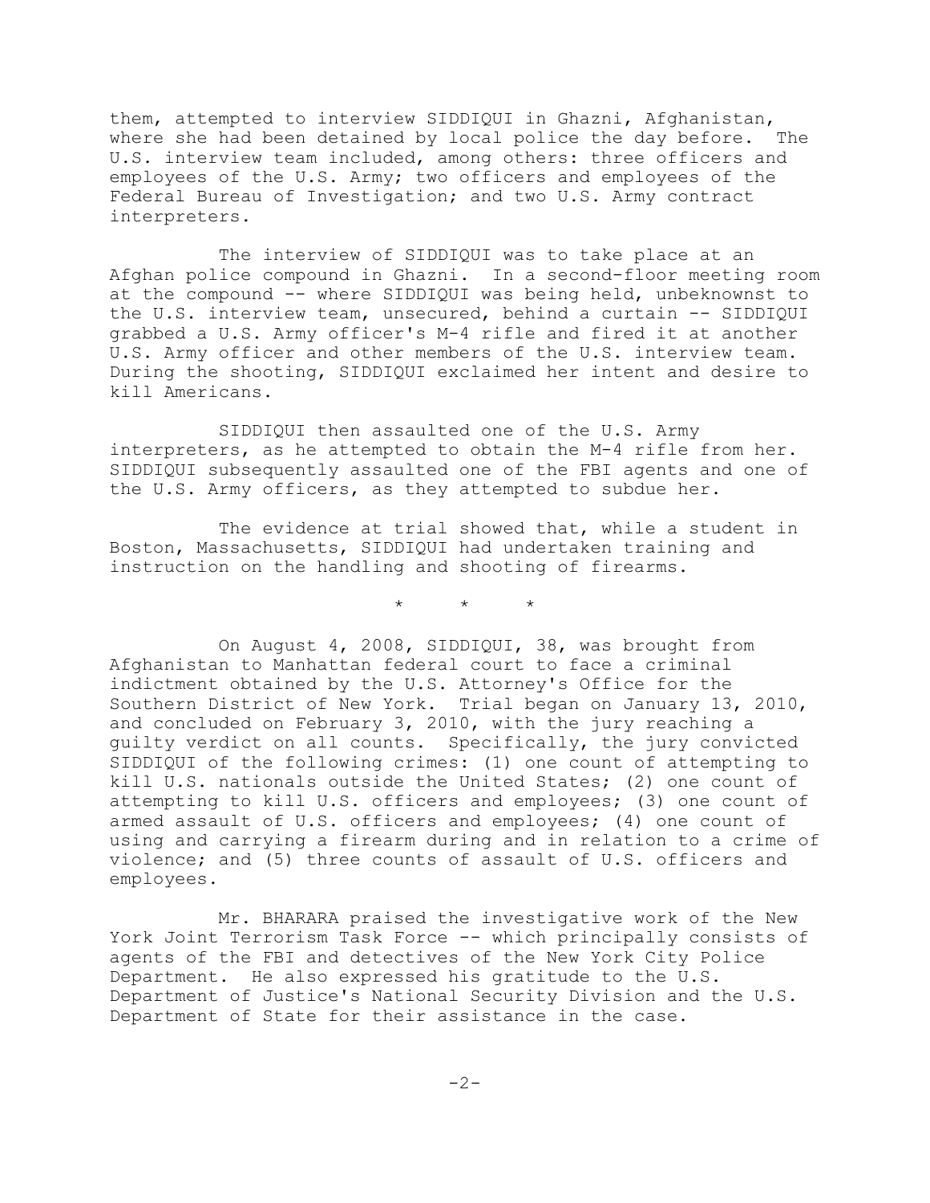them, attempted to interview SIDDIQUI in Ghazni, Afghanistan, where she had been detained by local police the day before. The U.S. interview team included, among others: three officers and employees of the U.S. Army; two officers and employees of the Federal Bureau of Investigation; and two U.S. Army contract interpreters.

The interview of SIDDIQUI was to take place at an Afghan police compound in Ghazni. In a second-floor meeting room at the compound -- where SIDDIQUI was being held, unbeknownst to the U.S. interview team, unsecured, behind a curtain -- SIDDIQUI grabbed a U.S. Army officer's M-4 rifle and fired it at another U.S. Army officer and other members of the U.S. interview team. During the shooting, SIDDIQUI exclaimed her intent and desire to kill Americans.

SIDDIQUI then assaulted one of the U.S. Army interpreters, as he attempted to obtain the M-4 rifle from her. SIDDIQUI subsequently assaulted one of the FBI agents and one of the U.S. Army officers, as they attempted to subdue her.

The evidence at trial showed that, while a student in Boston, Massachusetts, SIDDIQUI had undertaken training and instruction on the handling and shooting of firearms.

\* \* \*

On August 4, 2008, SIDDIQUI, 38, was brought from Afghanistan to Manhattan federal court to face a criminal indictment obtained by the U.S. Attorney's Office for the Southern District of New York. Trial began on January 13, 2010, and concluded on February 3, 2010, with the jury reaching a guilty verdict on all counts. Specifically, the jury convicted SIDDIQUI of the following crimes: (1) one count of attempting to kill U.S. nationals outside the United States; (2) one count of attempting to kill U.S. officers and employees; (3) one count of armed assault of U.S. officers and employees; (4) one count of using and carrying a firearm during and in relation to a crime of violence; and (5) three counts of assault of U.S. officers and employees.

Mr. BHARARA praised the investigative work of the New York Joint Terrorism Task Force -- which principally consists of agents of the FBI and detectives of the New York City Police Department. He also expressed his gratitude to the U.S. Department of Justice's National Security Division and the U.S. Department of State for their assistance in the case.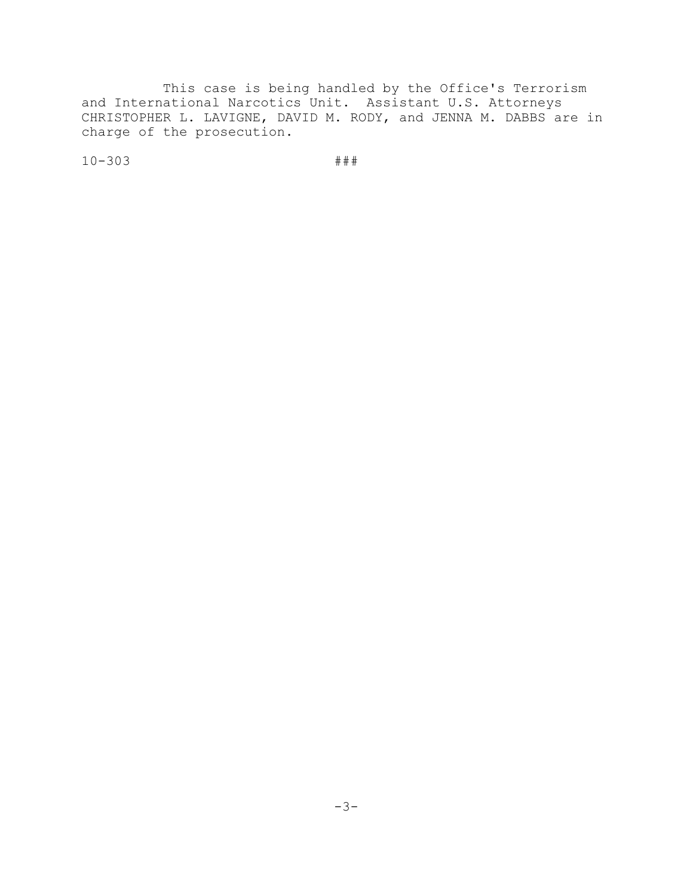This case is being handled by the Office's Terrorism and International Narcotics Unit. Assistant U.S. Attorneys CHRISTOPHER L. LAVIGNE, DAVID M. RODY, and JENNA M. DABBS are in charge of the prosecution.

10-303 ###